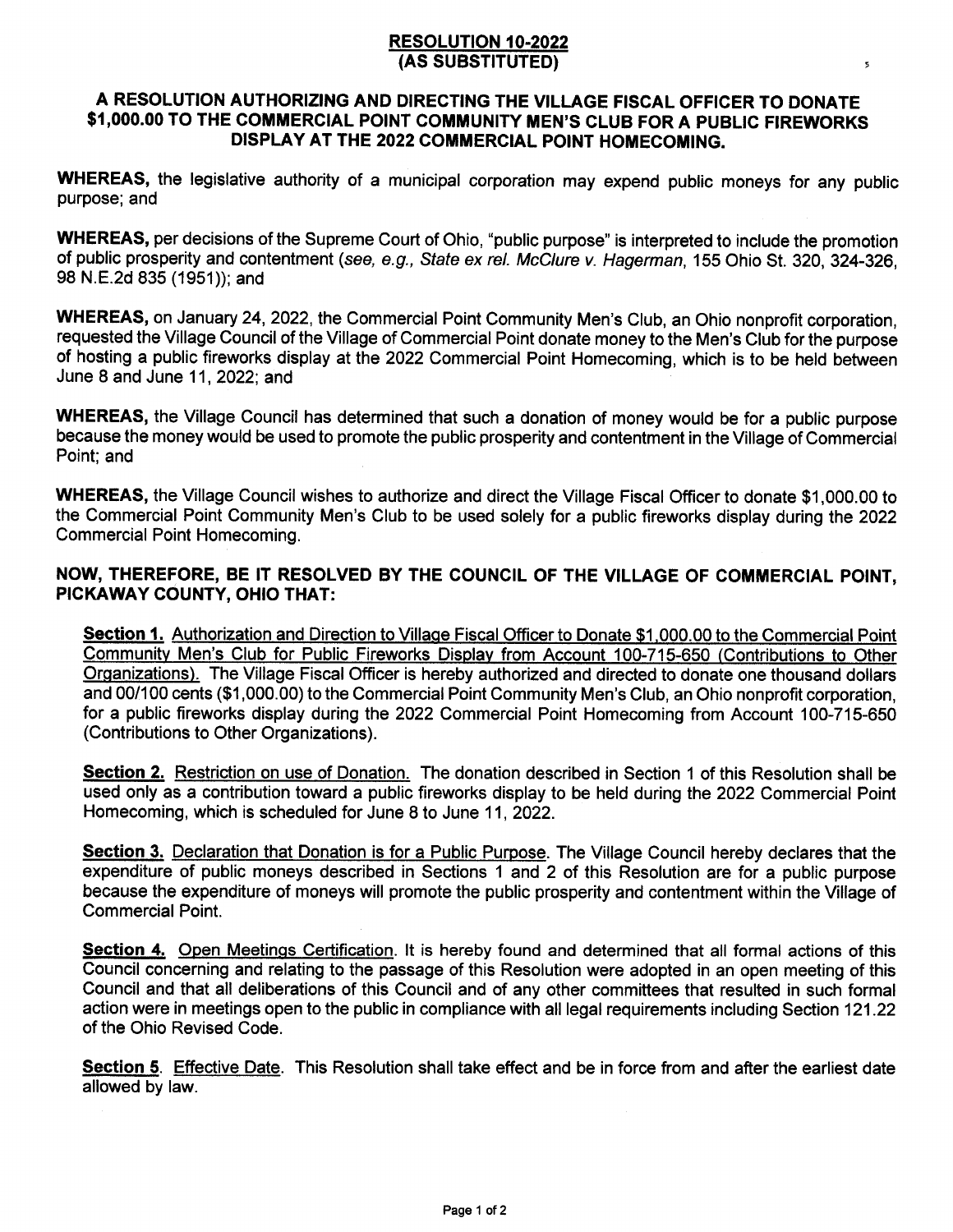# RESOLUTION 10-2022
## (AS SUBSTITUTED)

### A RESOLUTION AUTHORIZING AND DIRECTING THE VILLAGE FISCAL OFFICER TO DONATE $1,000.00 TO THE COMMERCIAL POINT COMMUNITY MEN'S CLUB FOR A PUBLIC FIREWORKS DISPLAY AT THE 2022 COMMERCIAL POINT HOMECOMING.

**WHEREAS,** the legislative authority of a municipal corporation may expend public moneys for any public purpose; and

**WHEREAS,** per decisions of the Supreme Court of Ohio, "public purpose" is interpreted to include the promotion of public prosperity and contentment (*see, e.g., State ex rel. McClure v. Hagerman*, 155 Ohio St. 320, 324-326, 98 N.E.2d 835 (1951)); and

**WHEREAS,** on January 24, 2022, the Commercial Point Community Men's Club, an Ohio nonprofit corporation, requested the Village Council of the Village of Commercial Point donate money to the Men's Club for the purpose of hosting a public fireworks display at the 2022 Commercial Point Homecoming, which is to be held between June 8 and June 11, 2022; and

**WHEREAS,** the Village Council has determined that such a donation of money would be for a public purpose because the money would be used to promote the public prosperity and contentment in the Village of Commercial Point; and

**WHEREAS,** the Village Council wishes to authorize and direct the Village Fiscal Officer to donate $1,000.00 to the Commercial Point Community Men's Club to be used solely for a public fireworks display during the 2022 Commercial Point Homecoming.

**NOW, THEREFORE, BE IT RESOLVED BY THE COUNCIL OF THE VILLAGE OF COMMERCIAL POINT, PICKAWAY COUNTY, OHIO THAT:**

**Section 1.** Authorization and Direction to Village Fiscal Officer to Donate $1,000.00 to the Commercial Point Community Men's Club for Public Fireworks Display from Account 100-715-650 (Contributions to Other Organizations). The Village Fiscal Officer is hereby authorized and directed to donate one thousand dollars and 00/100 cents ($1,000.00) to the Commercial Point Community Men's Club, an Ohio nonprofit corporation, for a public fireworks display during the 2022 Commercial Point Homecoming from Account 100-715-650 (Contributions to Other Organizations).

**Section 2.** Restriction on use of Donation. The donation described in Section 1 of this Resolution shall be used only as a contribution toward a public fireworks display to be held during the 2022 Commercial Point Homecoming, which is scheduled for June 8 to June 11, 2022.

**Section 3.** Declaration that Donation is for a Public Purpose. The Village Council hereby declares that the expenditure of public moneys described in Sections 1 and 2 of this Resolution are for a public purpose because the expenditure of moneys will promote the public prosperity and contentment within the Village of Commercial Point.

**Section 4.** Open Meetings Certification. It is hereby found and determined that all formal actions of this Council concerning and relating to the passage of this Resolution were adopted in an open meeting of this Council and that all deliberations of this Council and of any other committees that resulted in such formal action were in meetings open to the public in compliance with all legal requirements including Section 121.22 of the Ohio Revised Code.

**Section 5**. Effective Date. This Resolution shall take effect and be in force from and after the earliest date allowed by law.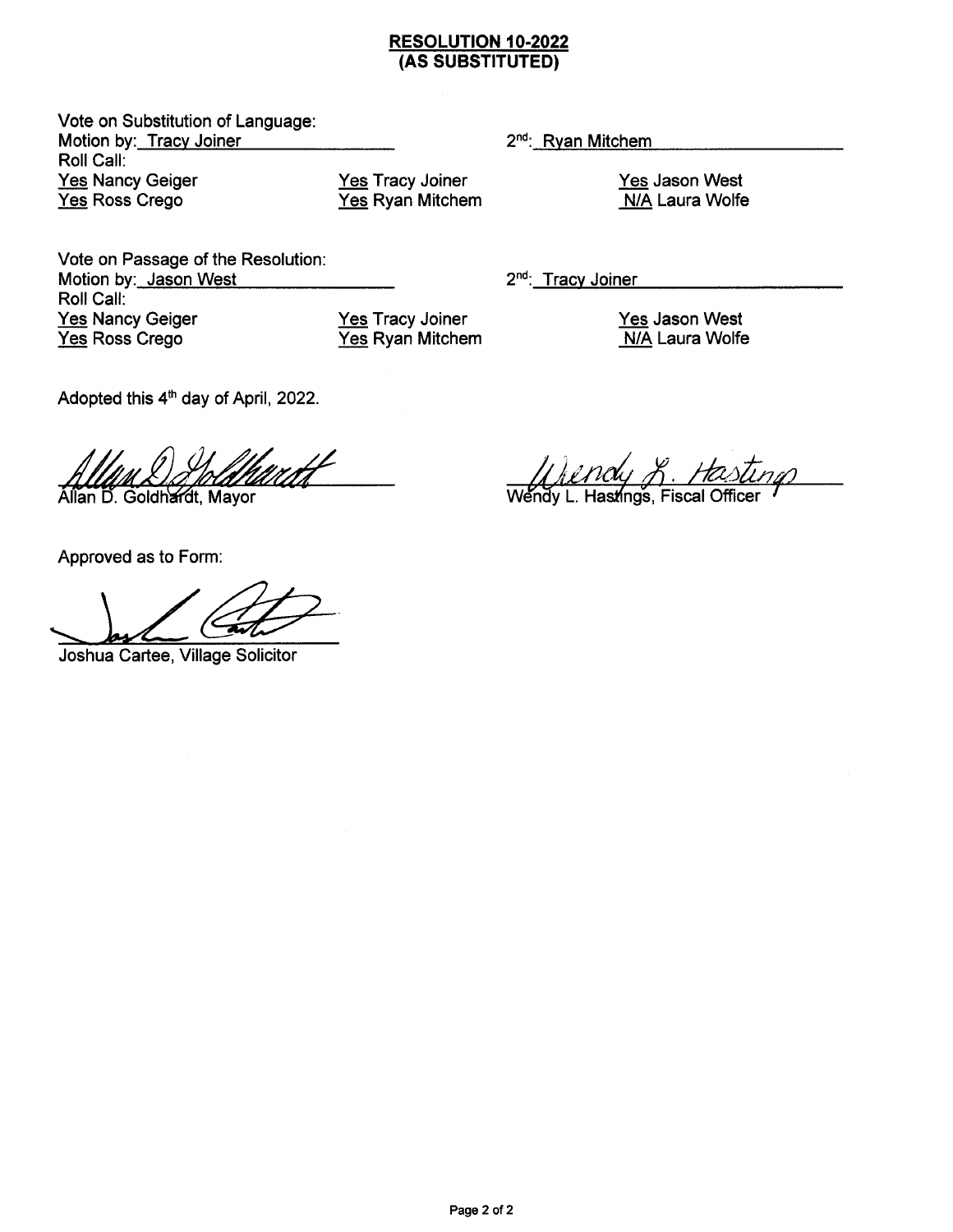**RESOLUTION 10-2022**
**(AS SUBSTITUTED)**

Vote on Substitution of Language:
Motion by: Tracy Joiner
2nd: Ryan Mitchem
Roll Call:

| | | |
|---|---|---|
| Yes Nancy Geiger | Yes Tracy Joiner | Yes Jason West |
| Yes Ross Crego | Yes Ryan Mitchem | N/A Laura Wolfe |

Vote on Passage of the Resolution:
Motion by: Jason West
2nd: Tracy Joiner
Roll Call:

| | | |
|---|---|---|
| Yes Nancy Geiger | Yes Tracy Joiner | Yes Jason West |
| Yes Ross Crego | Yes Ryan Mitchem | N/A Laura Wolfe |

Adopted this 4th day of April, 2022.

Allan D. Goldhardt, Mayor

Wendy L. Hastings, Fiscal Officer

Approved as to Form:

Joshua Cartee, Village Solicitor